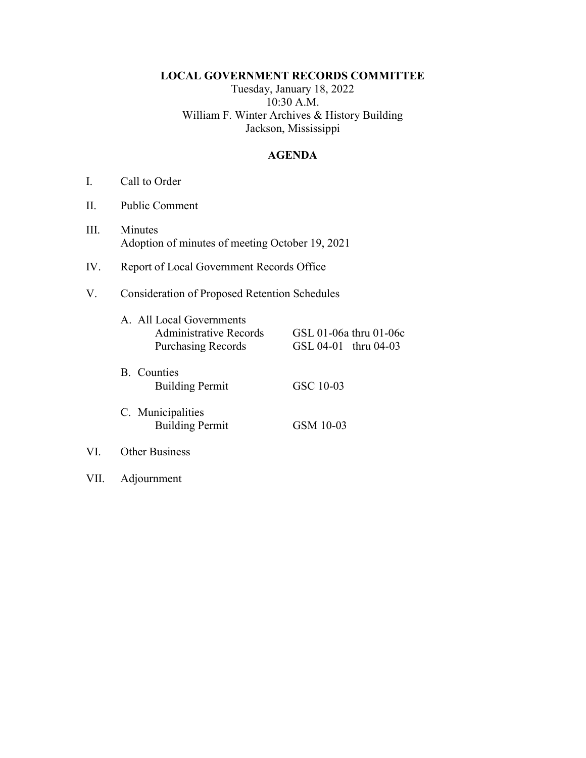**LOCAL GOVERNMENT RECORDS COMMITTEE**

Tuesday, January 18, 2022
10:30 A.M.
William F. Winter Archives & History Building
Jackson, Mississippi

**AGENDA**

I. Call to Order

II. Public Comment

III. Minutes
Adoption of minutes of meeting October 19, 2021

IV. Report of Local Government Records Office

V. Consideration of Proposed Retention Schedules

A. All Local Governments

| | |
|---|---|
| Administrative Records | GSL 01-06a thru 01-06c |
| Purchasing Records | GSL 04-01 thru 04-03 |

B. Counties

| | |
|---|---|
| Building Permit | GSC 10-03 |

C. Municipalities

| | |
|---|---|
| Building Permit | GSM 10-03 |

VI. Other Business

VII. Adjournment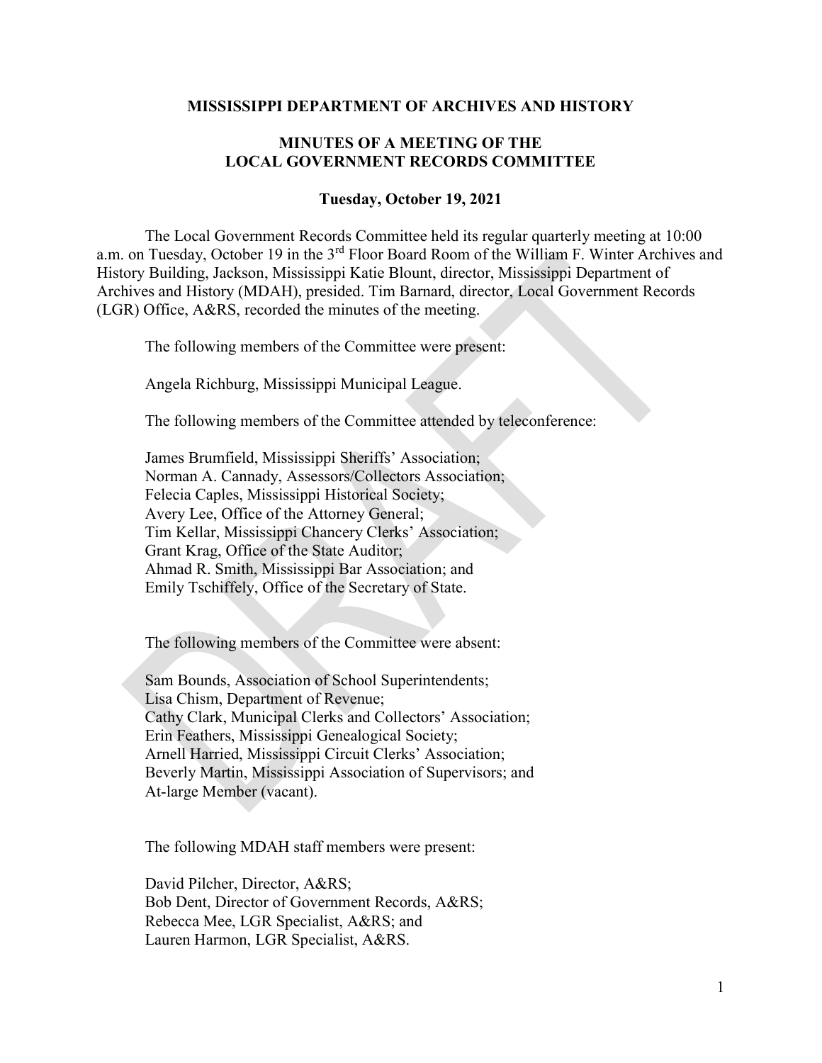**MISSISSIPPI DEPARTMENT OF ARCHIVES AND HISTORY**

**MINUTES OF A MEETING OF THE LOCAL GOVERNMENT RECORDS COMMITTEE**

**Tuesday, October 19, 2021**

The Local Government Records Committee held its regular quarterly meeting at 10:00 a.m. on Tuesday, October 19 in the 3rd Floor Board Room of the William F. Winter Archives and History Building, Jackson, Mississippi Katie Blount, director, Mississippi Department of Archives and History (MDAH), presided. Tim Barnard, director, Local Government Records (LGR) Office, A&RS, recorded the minutes of the meeting.

The following members of the Committee were present:

Angela Richburg, Mississippi Municipal League.

The following members of the Committee attended by teleconference:

James Brumfield, Mississippi Sheriffs' Association;
Norman A. Cannady, Assessors/Collectors Association;
Felecia Caples, Mississippi Historical Society;
Avery Lee, Office of the Attorney General;
Tim Kellar, Mississippi Chancery Clerks' Association;
Grant Krag, Office of the State Auditor;
Ahmad R. Smith, Mississippi Bar Association; and
Emily Tschiffely, Office of the Secretary of State.

The following members of the Committee were absent:

Sam Bounds, Association of School Superintendents;
Lisa Chism, Department of Revenue;
Cathy Clark, Municipal Clerks and Collectors' Association;
Erin Feathers, Mississippi Genealogical Society;
Arnell Harried, Mississippi Circuit Clerks' Association;
Beverly Martin, Mississippi Association of Supervisors; and
At-large Member (vacant).

The following MDAH staff members were present:

David Pilcher, Director, A&RS;
Bob Dent, Director of Government Records, A&RS;
Rebecca Mee, LGR Specialist, A&RS; and
Lauren Harmon, LGR Specialist, A&RS.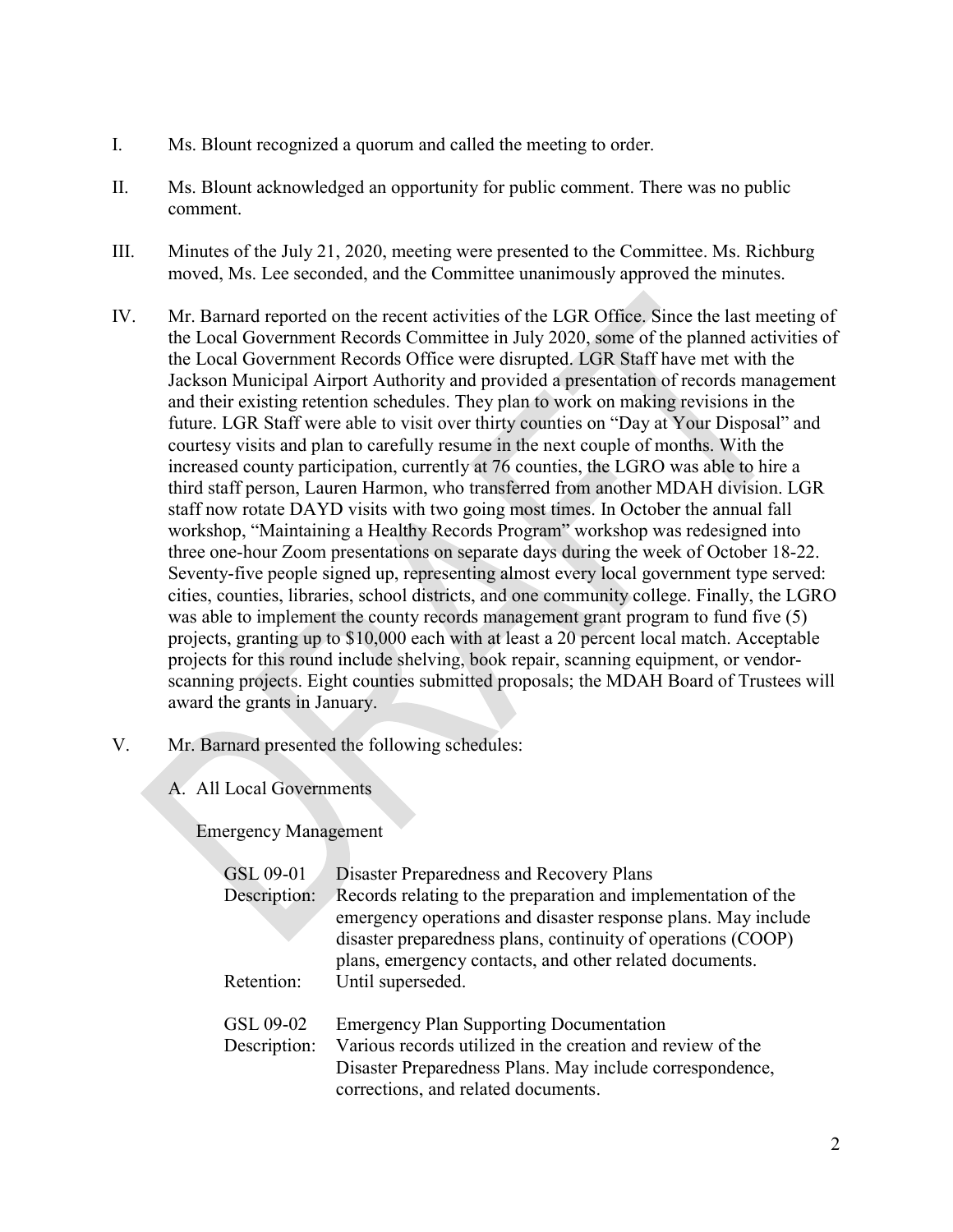I. Ms. Blount recognized a quorum and called the meeting to order.

II. Ms. Blount acknowledged an opportunity for public comment. There was no public comment.

III. Minutes of the July 21, 2020, meeting were presented to the Committee. Ms. Richburg moved, Ms. Lee seconded, and the Committee unanimously approved the minutes.

IV. Mr. Barnard reported on the recent activities of the LGR Office. Since the last meeting of the Local Government Records Committee in July 2020, some of the planned activities of the Local Government Records Office were disrupted. LGR Staff have met with the Jackson Municipal Airport Authority and provided a presentation of records management and their existing retention schedules. They plan to work on making revisions in the future. LGR Staff were able to visit over thirty counties on "Day at Your Disposal" and courtesy visits and plan to carefully resume in the next couple of months. With the increased county participation, currently at 76 counties, the LGRO was able to hire a third staff person, Lauren Harmon, who transferred from another MDAH division. LGR staff now rotate DAYD visits with two going most times. In October the annual fall workshop, "Maintaining a Healthy Records Program" workshop was redesigned into three one-hour Zoom presentations on separate days during the week of October 18-22. Seventy-five people signed up, representing almost every local government type served: cities, counties, libraries, school districts, and one community college. Finally, the LGRO was able to implement the county records management grant program to fund five (5) projects, granting up to $10,000 each with at least a 20 percent local match. Acceptable projects for this round include shelving, book repair, scanning equipment, or vendor-scanning projects. Eight counties submitted proposals; the MDAH Board of Trustees will award the grants in January.

V. Mr. Barnard presented the following schedules:

A. All Local Governments

Emergency Management

GSL 09-01 Disaster Preparedness and Recovery Plans
Description: Records relating to the preparation and implementation of the emergency operations and disaster response plans. May include disaster preparedness plans, continuity of operations (COOP) plans, emergency contacts, and other related documents.
Retention: Until superseded.

GSL 09-02 Emergency Plan Supporting Documentation
Description: Various records utilized in the creation and review of the Disaster Preparedness Plans. May include correspondence, corrections, and related documents.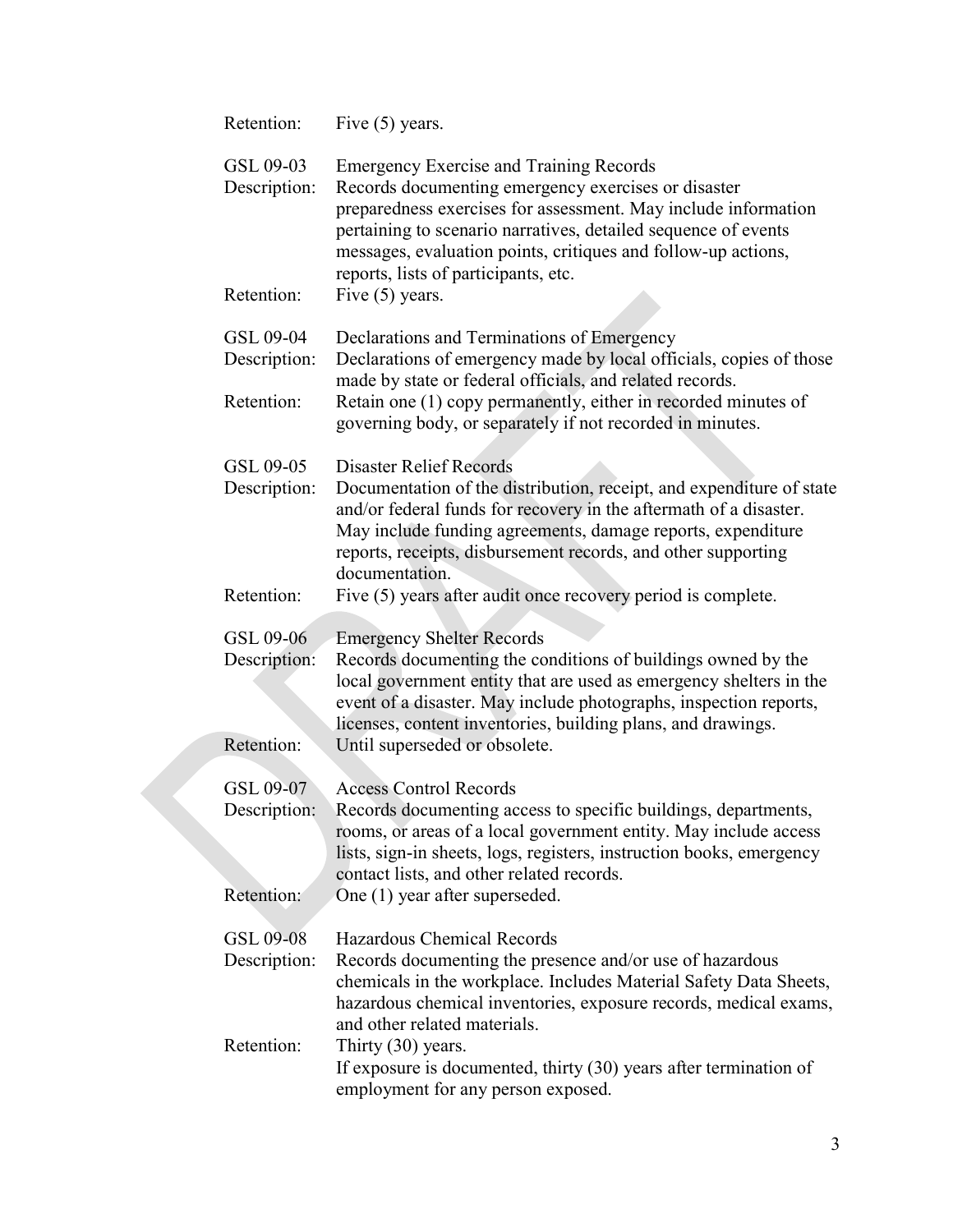Retention: Five (5) years.

GSL 09-03 Emergency Exercise and Training Records

Description: Records documenting emergency exercises or disaster preparedness exercises for assessment. May include information pertaining to scenario narratives, detailed sequence of events messages, evaluation points, critiques and follow-up actions, reports, lists of participants, etc.

Retention: Five (5) years.

GSL 09-04 Declarations and Terminations of Emergency

Description: Declarations of emergency made by local officials, copies of those made by state or federal officials, and related records.

Retention: Retain one (1) copy permanently, either in recorded minutes of governing body, or separately if not recorded in minutes.

GSL 09-05 Disaster Relief Records

Description: Documentation of the distribution, receipt, and expenditure of state and/or federal funds for recovery in the aftermath of a disaster. May include funding agreements, damage reports, expenditure reports, receipts, disbursement records, and other supporting documentation.

Retention: Five (5) years after audit once recovery period is complete.

GSL 09-06 Emergency Shelter Records

Description: Records documenting the conditions of buildings owned by the local government entity that are used as emergency shelters in the event of a disaster. May include photographs, inspection reports, licenses, content inventories, building plans, and drawings.

Retention: Until superseded or obsolete.

GSL 09-07 Access Control Records

Description: Records documenting access to specific buildings, departments, rooms, or areas of a local government entity. May include access lists, sign-in sheets, logs, registers, instruction books, emergency contact lists, and other related records.

Retention: One (1) year after superseded.

GSL 09-08 Hazardous Chemical Records

Description: Records documenting the presence and/or use of hazardous chemicals in the workplace. Includes Material Safety Data Sheets, hazardous chemical inventories, exposure records, medical exams, and other related materials.

Retention: Thirty (30) years.
If exposure is documented, thirty (30) years after termination of employment for any person exposed.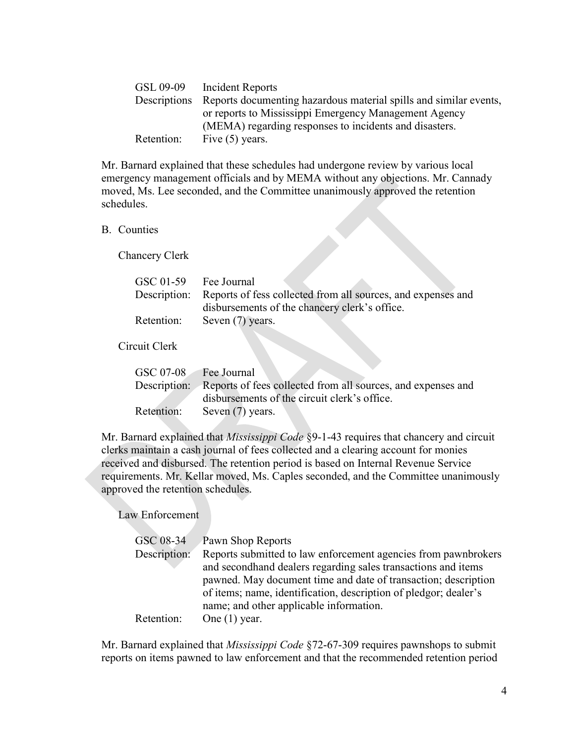| | |
|---|---|
| GSL 09-09 | Incident Reports |
| Descriptions | Reports documenting hazardous material spills and similar events, or reports to Mississippi Emergency Management Agency (MEMA) regarding responses to incidents and disasters. |
| Retention: | Five (5) years. |

Mr. Barnard explained that these schedules had undergone review by various local emergency management officials and by MEMA without any objections. Mr. Cannady moved, Ms. Lee seconded, and the Committee unanimously approved the retention schedules.

B. Counties

Chancery Clerk

| | |
|---|---|
| GSC 01-59 | Fee Journal |
| Description: | Reports of fess collected from all sources, and expenses and disbursements of the chancery clerk's office. |
| Retention: | Seven (7) years. |

Circuit Clerk

| | |
|---|---|
| GSC 07-08 | Fee Journal |
| Description: | Reports of fees collected from all sources, and expenses and disbursements of the circuit clerk's office. |
| Retention: | Seven (7) years. |

Mr. Barnard explained that *Mississippi Code* §9-1-43 requires that chancery and circuit clerks maintain a cash journal of fees collected and a clearing account for monies received and disbursed. The retention period is based on Internal Revenue Service requirements. Mr. Kellar moved, Ms. Caples seconded, and the Committee unanimously approved the retention schedules.

Law Enforcement

| | |
|---|---|
| GSC 08-34 | Pawn Shop Reports |
| Description: | Reports submitted to law enforcement agencies from pawnbrokers and secondhand dealers regarding sales transactions and items pawned. May document time and date of transaction; description of items; name, identification, description of pledgor; dealer's name; and other applicable information. |
| Retention: | One (1) year. |

Mr. Barnard explained that *Mississippi Code* §72-67-309 requires pawnshops to submit reports on items pawned to law enforcement and that the recommended retention period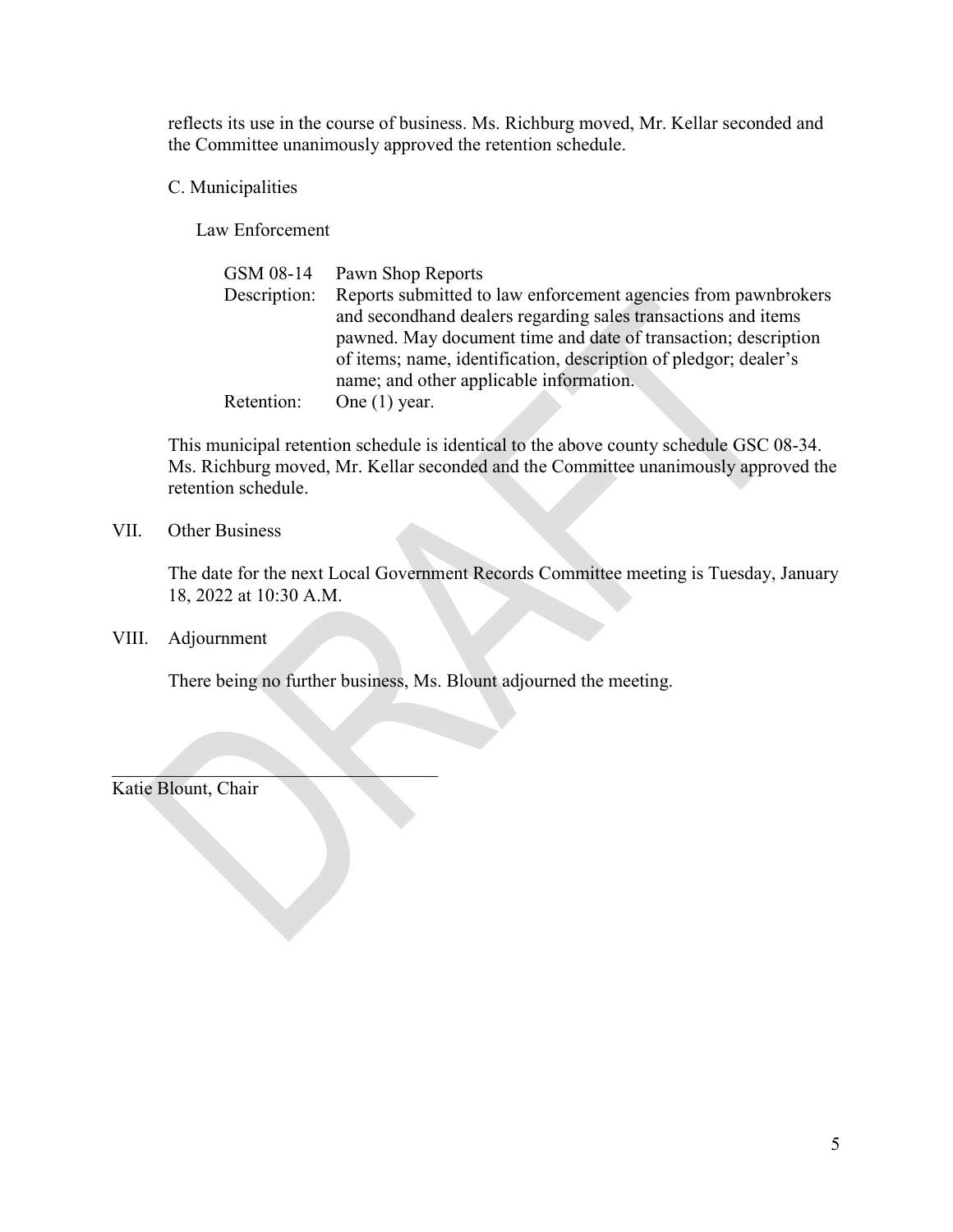reflects its use in the course of business. Ms. Richburg moved, Mr. Kellar seconded and the Committee unanimously approved the retention schedule.

C. Municipalities

Law Enforcement

| | |
|---|---|
| GSM 08-14 | Pawn Shop Reports |
| Description: | Reports submitted to law enforcement agencies from pawnbrokers and secondhand dealers regarding sales transactions and items pawned. May document time and date of transaction; description of items; name, identification, description of pledgor; dealer's name; and other applicable information. |
| Retention: | One (1) year. |

This municipal retention schedule is identical to the above county schedule GSC 08-34. Ms. Richburg moved, Mr. Kellar seconded and the Committee unanimously approved the retention schedule.

VII. Other Business

The date for the next Local Government Records Committee meeting is Tuesday, January 18, 2022 at 10:30 A.M.

VIII. Adjournment

There being no further business, Ms. Blount adjourned the meeting.

\_\_\_\_\_\_\_\_\_\_\_\_\_\_\_\_\_\_\_\_\_\_\_\_\_\_\_\_\_\_\_\_\_\_\_\_

Katie Blount, Chair

DRAFT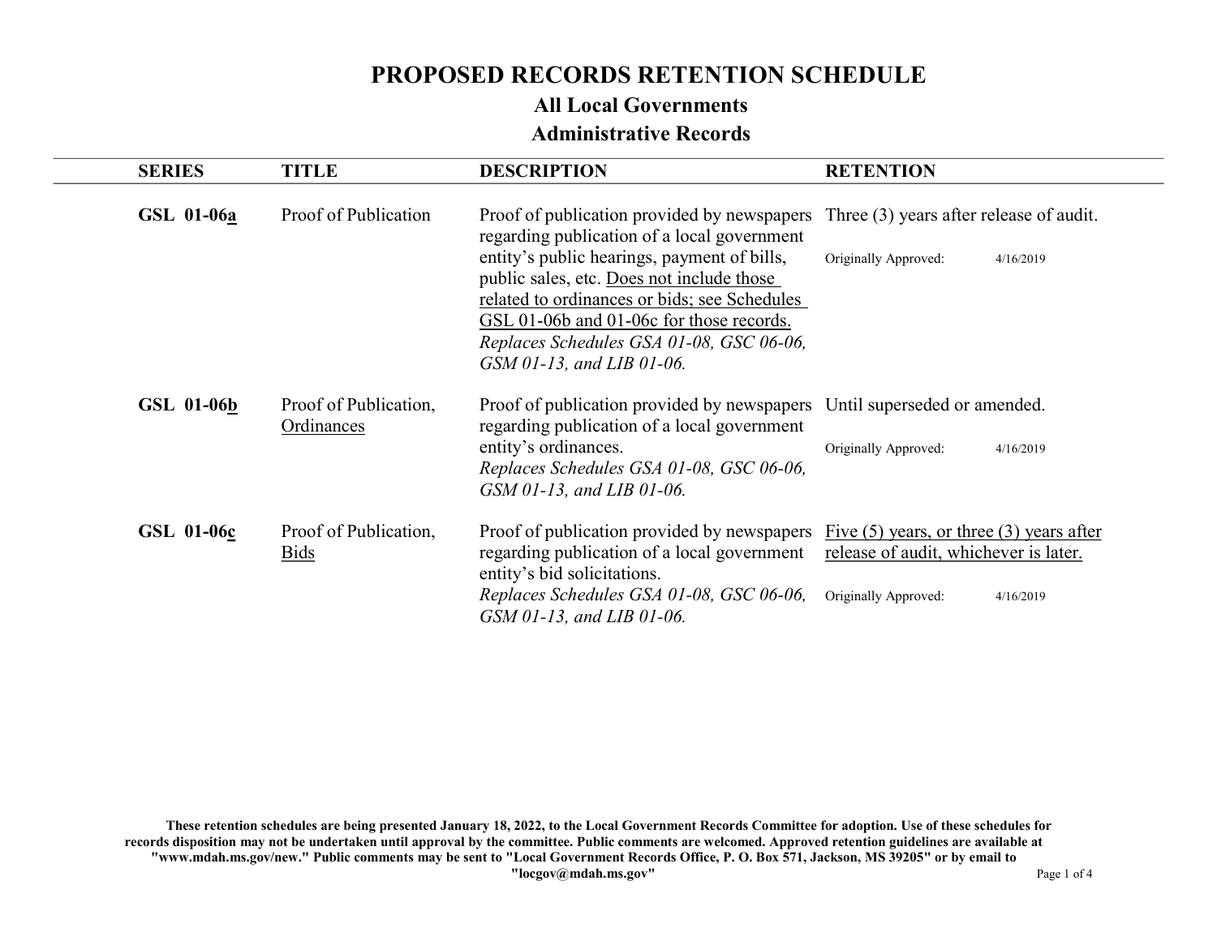# PROPOSED RECORDS RETENTION SCHEDULE

## All Local Governments

## Administrative Records

| SERIES | TITLE | DESCRIPTION | RETENTION |
|---|---|---|---|
| **GSL 01-06<u>a</u>** | Proof of Publication | Proof of publication provided by newspapers regarding publication of a local government entity's public hearings, payment of bills, public sales, etc. <u>Does not include those related to ordinances or bids; see Schedules GSL 01-06b and 01-06c for those records.</u> *Replaces Schedules GSA 01-08, GSC 06-06, GSM 01-13, and LIB 01-06.* | Three (3) years after release of audit.<br><br>Originally Approved: 4/16/2019 |
| **GSL 01-06<u>b</u>** | Proof of Publication, <u>Ordinances</u> | Proof of publication provided by newspapers regarding publication of a local government entity's ordinances. *Replaces Schedules GSA 01-08, GSC 06-06, GSM 01-13, and LIB 01-06.* | Until superseded or amended.<br><br>Originally Approved: 4/16/2019 |
| **GSL 01-06<u>c</u>** | Proof of Publication, <u>Bids</u> | Proof of publication provided by newspapers regarding publication of a local government entity's bid solicitations. *Replaces Schedules GSA 01-08, GSC 06-06, GSM 01-13, and LIB 01-06.* | <u>Five (5) years, or three (3) years after release of audit, whichever is later.</u><br><br>Originally Approved: 4/16/2019 |

**These retention schedules are being presented January 18, 2022, to the Local Government Records Committee for adoption. Use of these schedules for records disposition may not be undertaken until approval by the committee. Public comments are welcomed. Approved retention guidelines are available at "www.mdah.ms.gov/new." Public comments may be sent to "Local Government Records Office, P. O. Box 571, Jackson, MS 39205" or by email to "locgov@mdah.ms.gov"**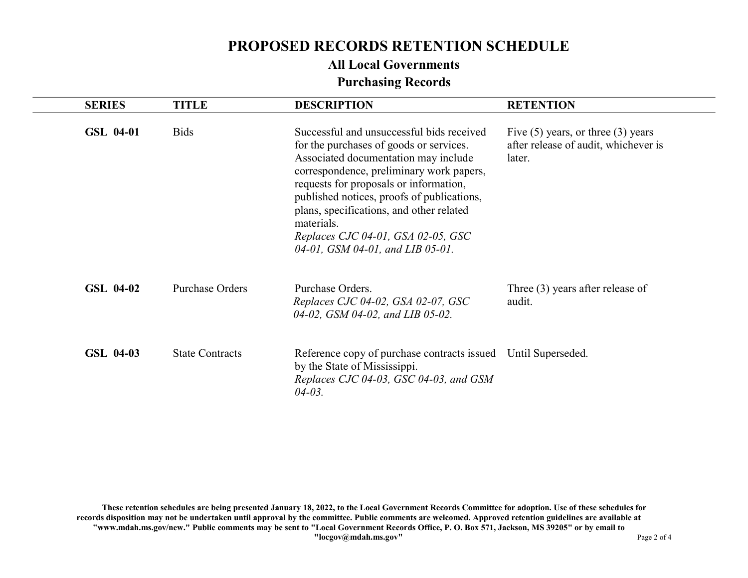# PROPOSED RECORDS RETENTION SCHEDULE

## All Local Governments

## Purchasing Records

| SERIES | TITLE | DESCRIPTION | RETENTION |
|---|---|---|---|
| **GSL 04-01** | Bids | Successful and unsuccessful bids received for the purchases of goods or services. Associated documentation may include correspondence, preliminary work papers, requests for proposals or information, published notices, proofs of publications, plans, specifications, and other related materials. *Replaces CJC 04-01, GSA 02-05, GSC 04-01, GSM 04-01, and LIB 05-01.* | Five (5) years, or three (3) years after release of audit, whichever is later. |
| **GSL 04-02** | Purchase Orders | Purchase Orders. *Replaces CJC 04-02, GSA 02-07, GSC 04-02, GSM 04-02, and LIB 05-02.* | Three (3) years after release of audit. |
| **GSL 04-03** | State Contracts | Reference copy of purchase contracts issued by the State of Mississippi. *Replaces CJC 04-03, GSC 04-03, and GSM 04-03.* | Until Superseded. |

**These retention schedules are being presented January 18, 2022, to the Local Government Records Committee for adoption. Use of these schedules for records disposition may not be undertaken until approval by the committee. Public comments are welcomed. Approved retention guidelines are available at "www.mdah.ms.gov/new." Public comments may be sent to "Local Government Records Office, P. O. Box 571, Jackson, MS 39205" or by email to "locgov@mdah.ms.gov"**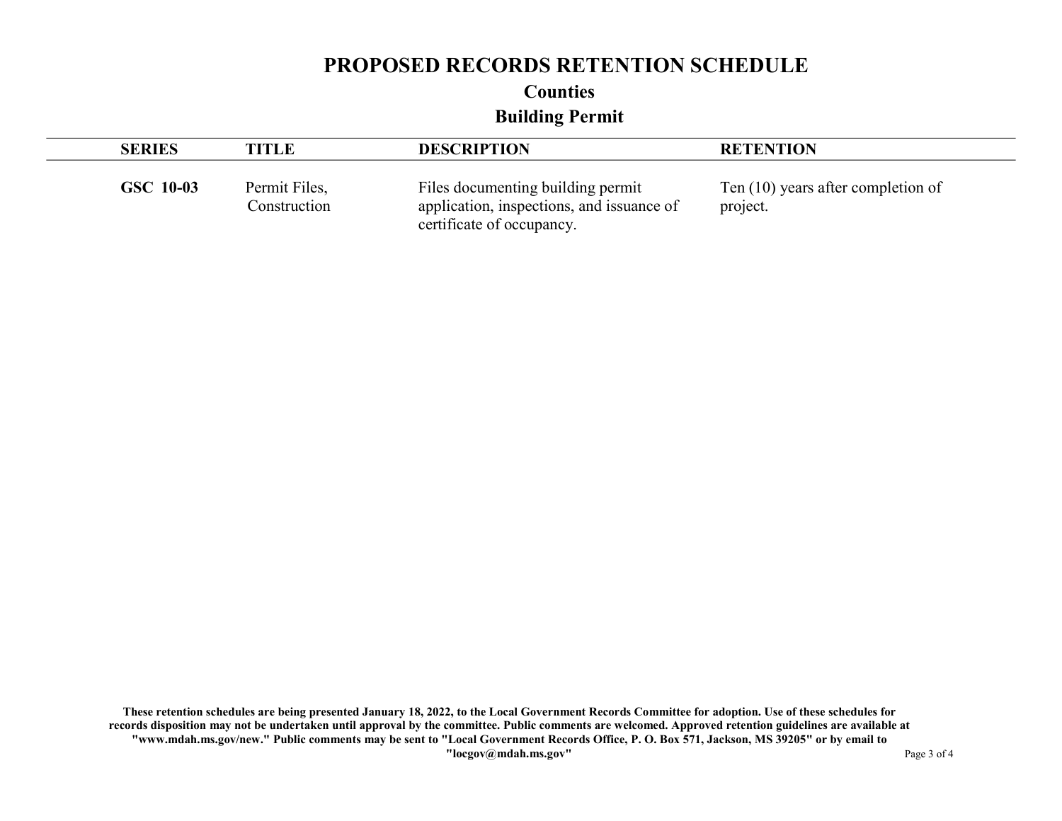# PROPOSED RECORDS RETENTION SCHEDULE

## Counties

### Building Permit

| SERIES | TITLE | DESCRIPTION | RETENTION |
|---|---|---|---|
| **GSC 10-03** | Permit Files, Construction | Files documenting building permit application, inspections, and issuance of certificate of occupancy. | Ten (10) years after completion of project. |

**These retention schedules are being presented January 18, 2022, to the Local Government Records Committee for adoption. Use of these schedules for records disposition may not be undertaken until approval by the committee. Public comments are welcomed. Approved retention guidelines are available at "www.mdah.ms.gov/new." Public comments may be sent to "Local Government Records Office, P. O. Box 571, Jackson, MS 39205" or by email to "locgov@mdah.ms.gov"**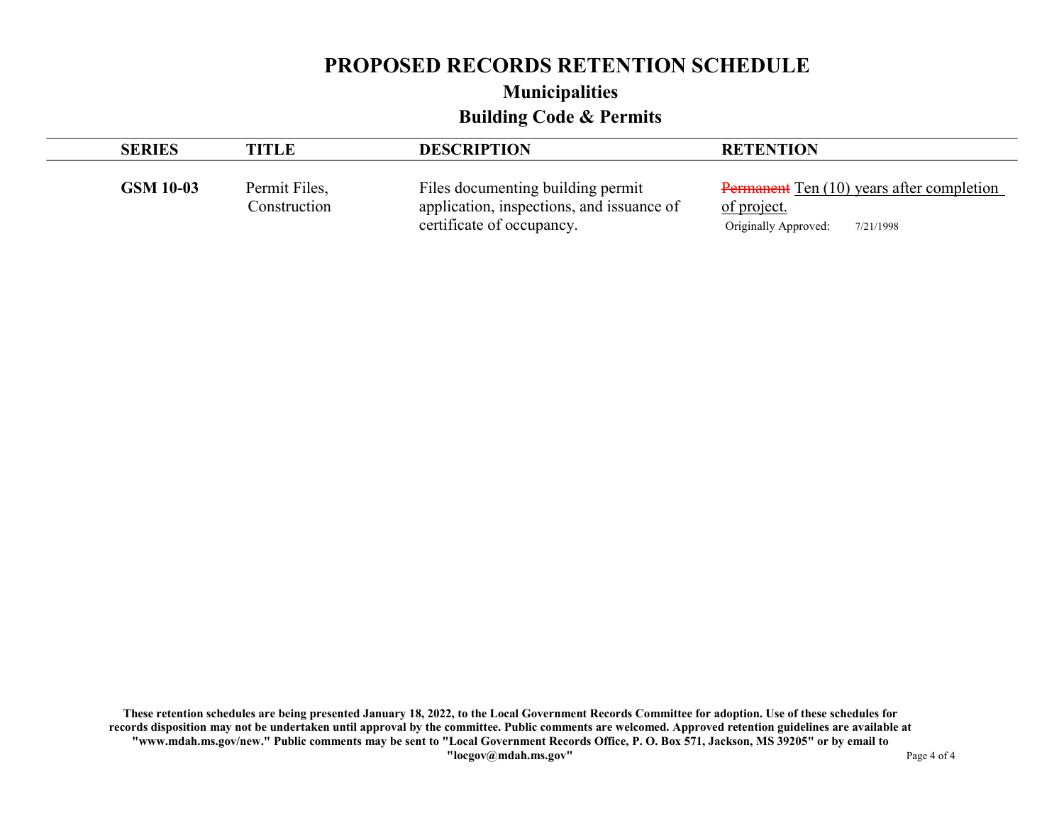# PROPOSED RECORDS RETENTION SCHEDULE

## Municipalities

## Building Code & Permits

| SERIES | TITLE | DESCRIPTION | RETENTION |
|---|---|---|---|
| **GSM 10-03** | Permit Files, Construction | Files documenting building permit application, inspections, and issuance of certificate of occupancy. | ~~Permanent~~ <u>Ten (10) years after completion of project.</u> Originally Approved: 7/21/1998 |

**These retention schedules are being presented January 18, 2022, to the Local Government Records Committee for adoption. Use of these schedules for records disposition may not be undertaken until approval by the committee. Public comments are welcomed. Approved retention guidelines are available at "www.mdah.ms.gov/new." Public comments may be sent to "Local Government Records Office, P. O. Box 571, Jackson, MS 39205" or by email to "locgov@mdah.ms.gov"**